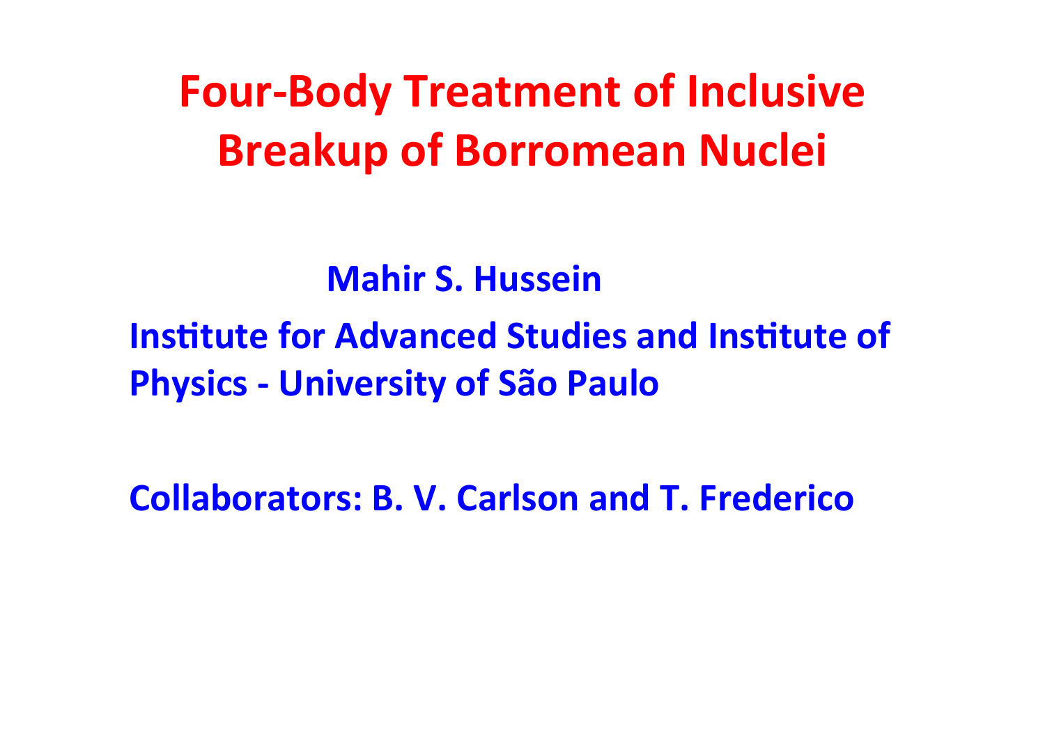# Four-Body Treatment of Inclusive Breakup of Borromean Nuclei

**Mahir S. Hussein**

**Institute for Advanced Studies and Institute of Physics - University of São Paulo**

**Collaborators: B. V. Carlson and T. Frederico**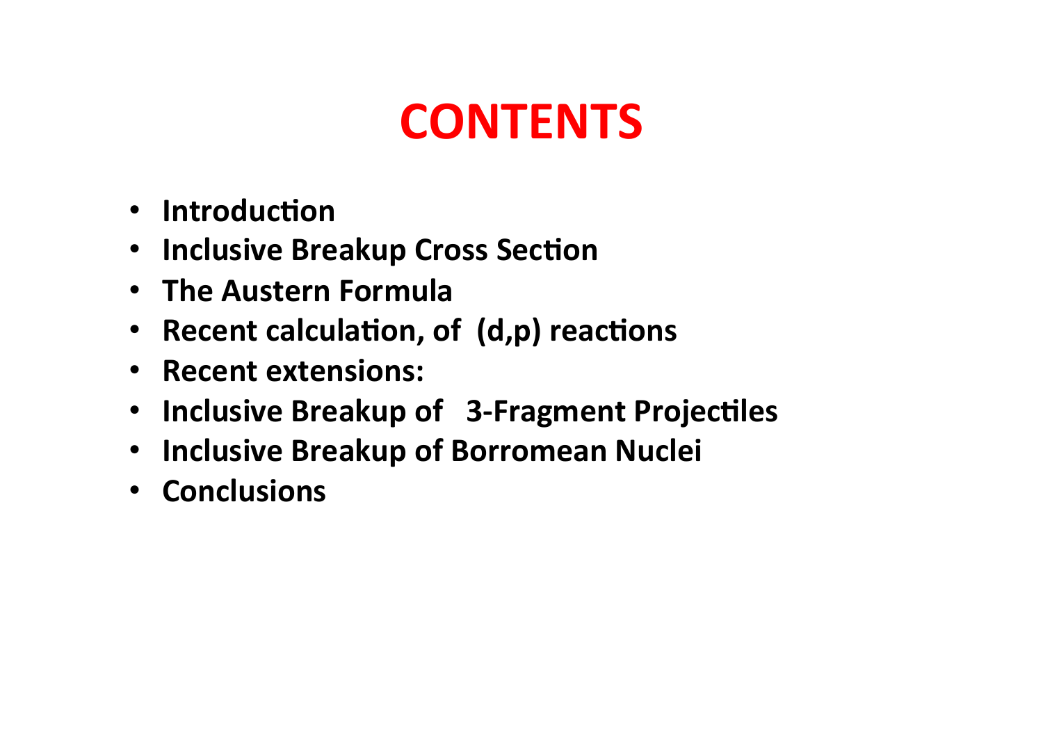# CONTENTS

- **Introduction**
- **Inclusive Breakup Cross Section**
- **The Austern Formula**
- **Recent calculation, of (d,p) reactions**
- **Recent extensions:**
- **Inclusive Breakup of 3-Fragment Projectiles**
- **Inclusive Breakup of Borromean Nuclei**
- **Conclusions**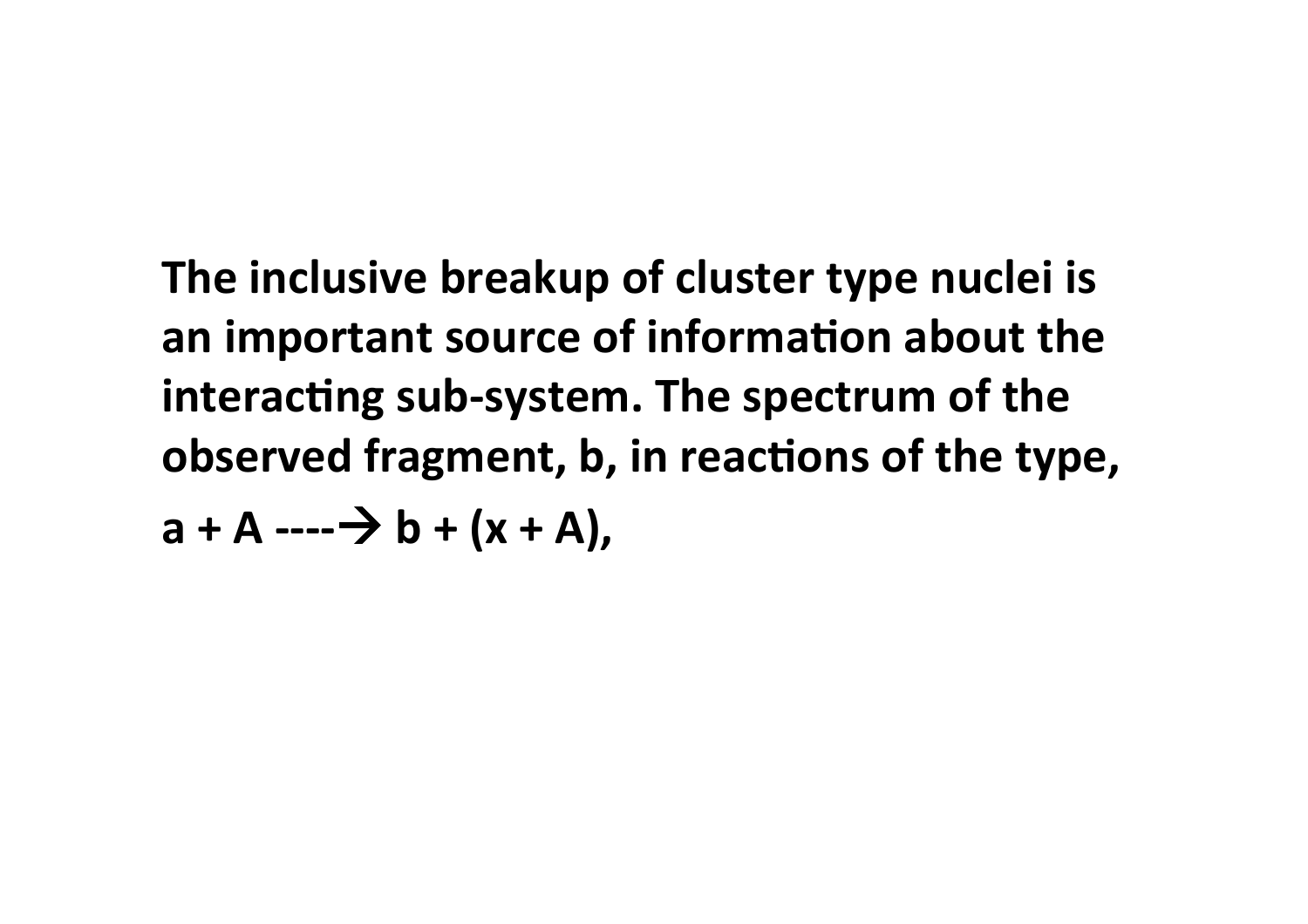**The inclusive breakup of cluster type nuclei is an important source of information about the interacting sub-system. The spectrum of the observed fragment, b, in reactions of the type,**

**a + A ----→ b + (x + A),**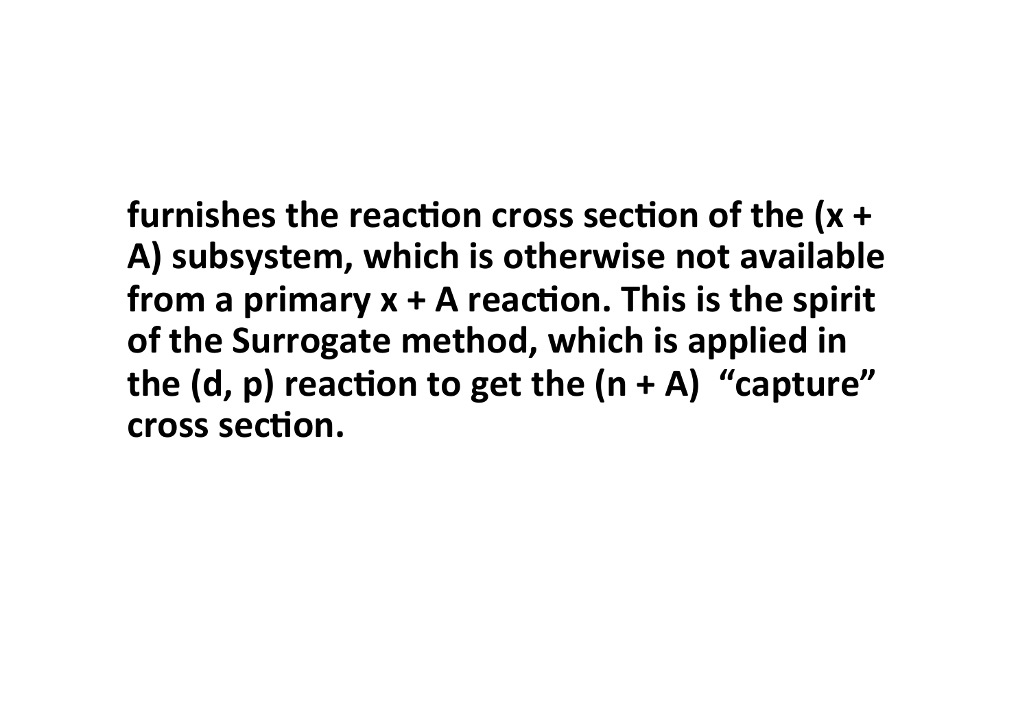**furnishes the reaction cross section of the (x + A) subsystem, which is otherwise not available from a primary x + A reaction. This is the spirit of the Surrogate method, which is applied in the (d, p) reaction to get the (n + A) "capture" cross section.**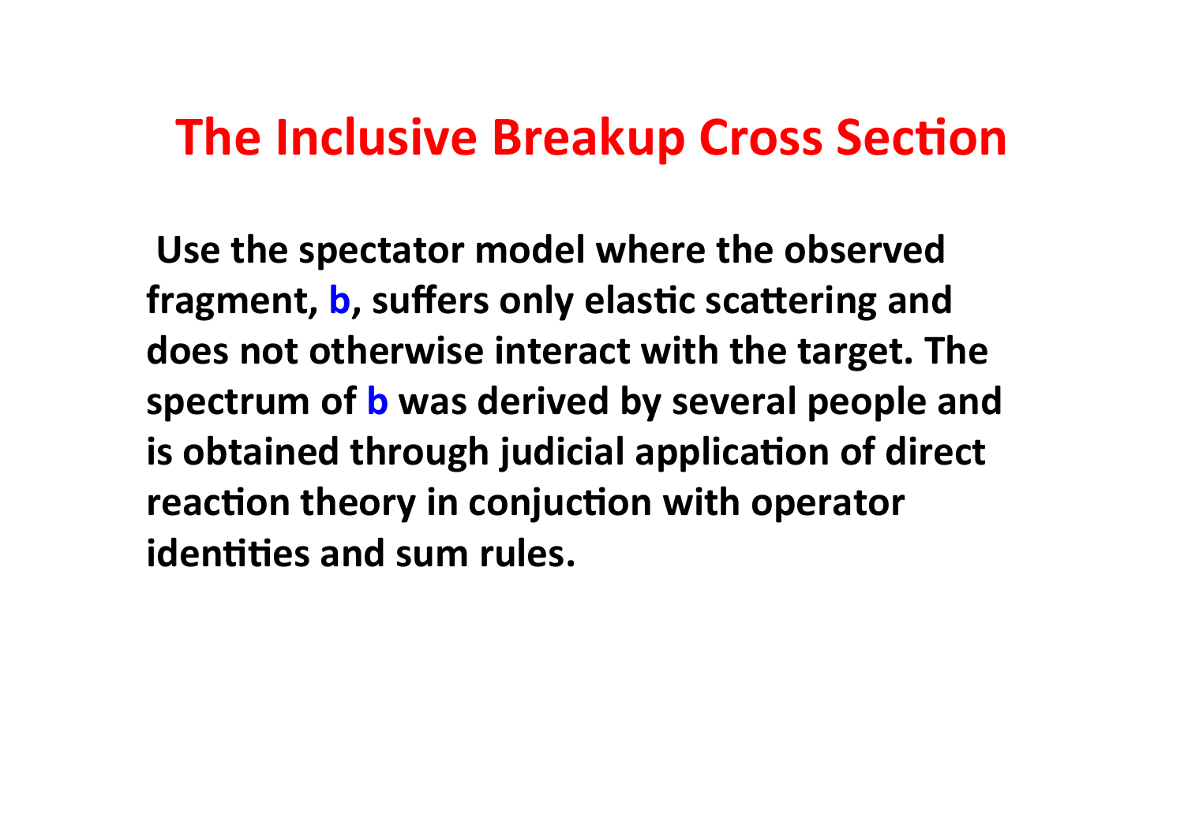# The Inclusive Breakup Cross Section

**Use the spectator model where the observed fragment, b, suffers only elastic scattering and does not otherwise interact with the target. The spectrum of b was derived by several people and is obtained through judicial application of direct reaction theory in conjuction with operator identities and sum rules.**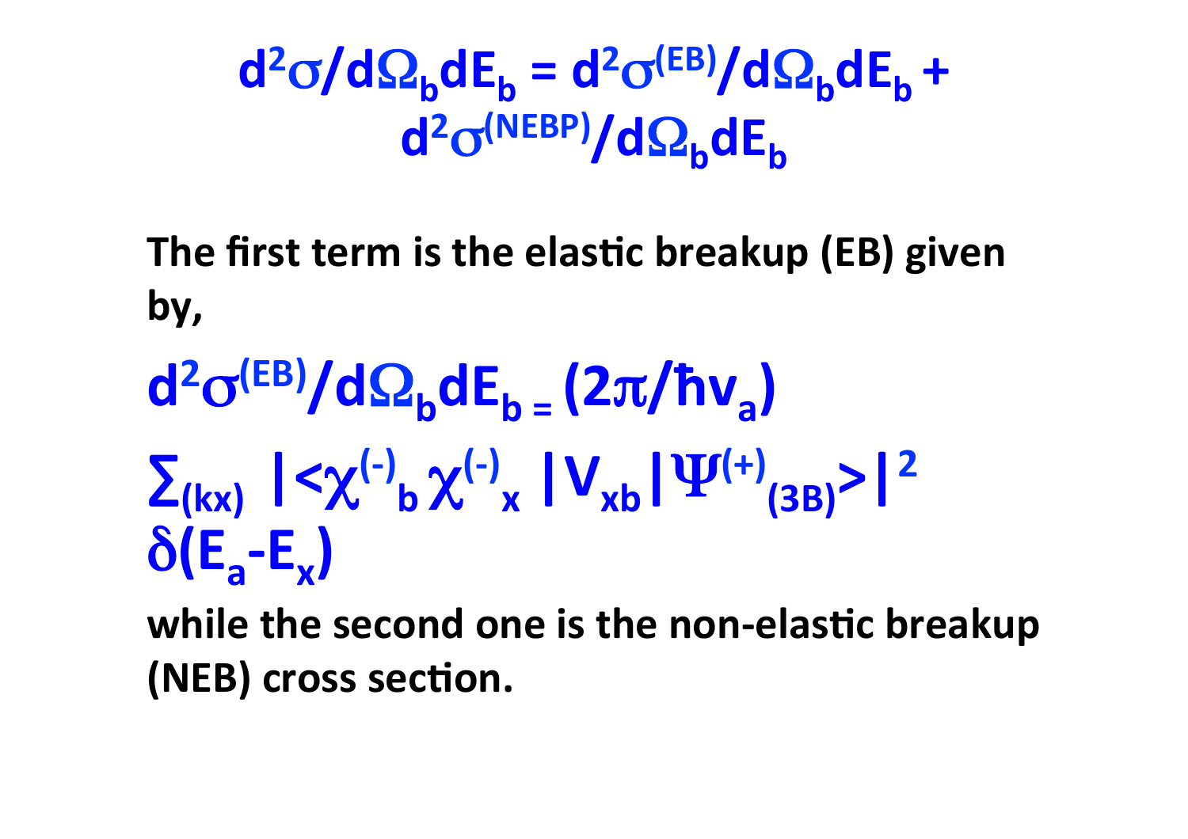$$\frac{d^2\sigma}{d\Omega_b dE_b} = \frac{d^2\sigma^{(EB)}}{d\Omega_b dE_b} + \frac{d^2\sigma^{(NEBP)}}{d\Omega_b dE_b}$$

**The first term is the elastic breakup (EB) given by,**

$$\frac{d^2\sigma^{(EB)}}{d\Omega_b dE_b} = (2\pi/\hbar v_a) \sum_{(kx)} |<\chi^{(-)}_b \chi^{(-)}_x |V_{xb}| \Psi^{(+)}_{(3B)}>|^2 \delta(E_a - E_x)$$

**while the second one is the non-elastic breakup (NEB) cross section.**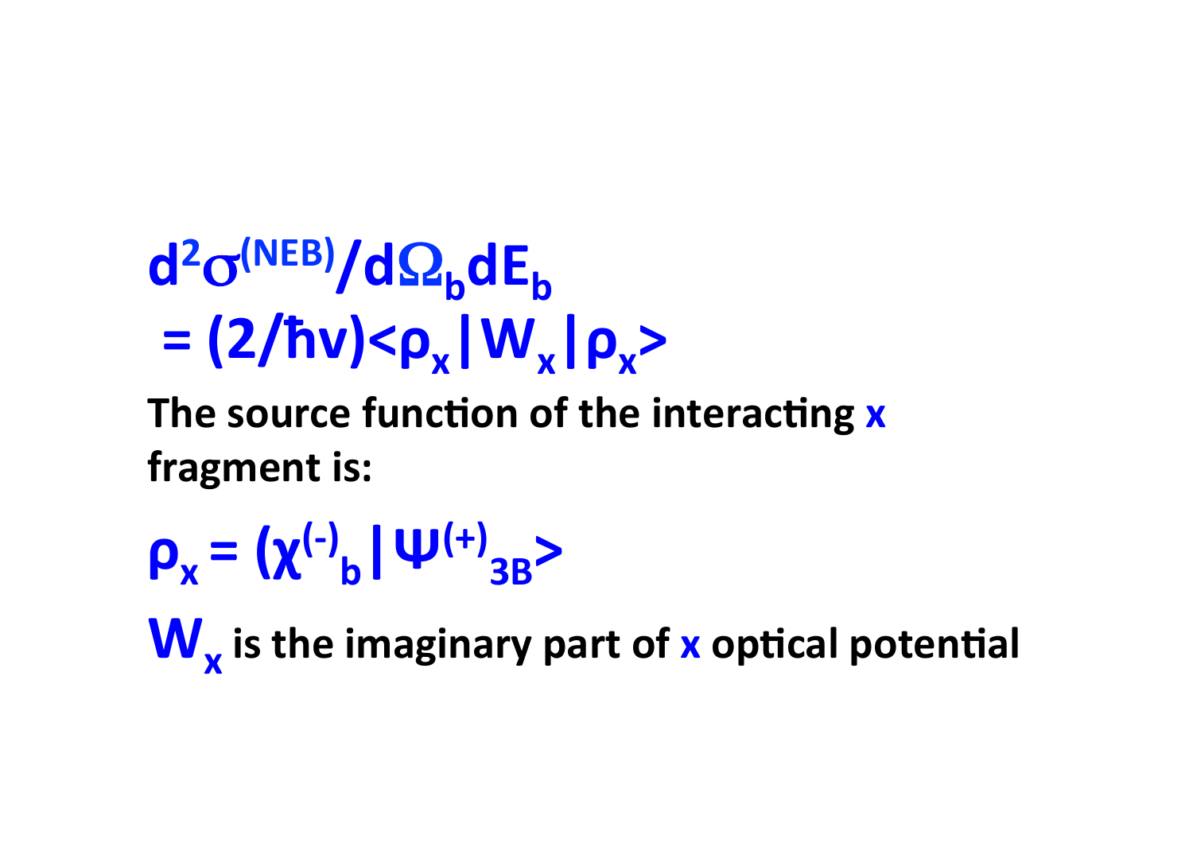$$d^2\sigma^{(NEB)}/d\Omega_b dE_b = (2/\hbar v)\langle\rho_x|W_x|\rho_x\rangle$$

**The source function of the interacting $x$ fragment is:**

$$\rho_x = (\chi^{(-)}_b|\Psi^{(+)}_{3B}\rangle$$

$W_x$ **is the imaginary part of $x$ optical potential**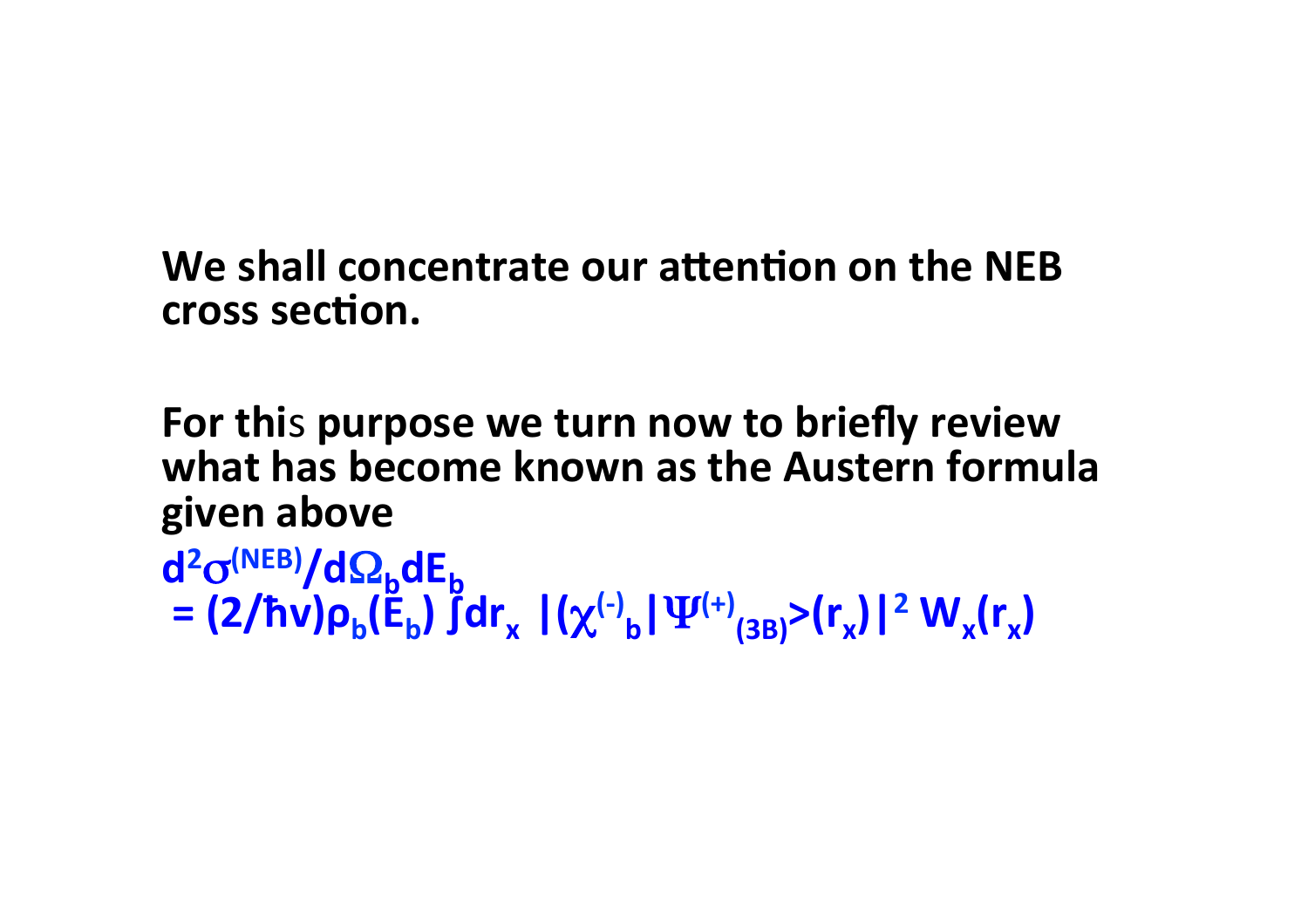**We shall concentrate our attention on the NEB cross section.**

**For this purpose we turn now to briefly review what has become known as the Austern formula given above**

$$\frac{d^2\sigma^{(NEB)}}{d\Omega_b dE_b} = (2/\hbar v)\rho_b(E_b) \int d\mathbf{r}_x \; |(\chi^{(-)}_b|\Psi^{(+)}_{(3B)}>(\mathbf{r}_x)|^2 \, W_x(\mathbf{r}_x)$$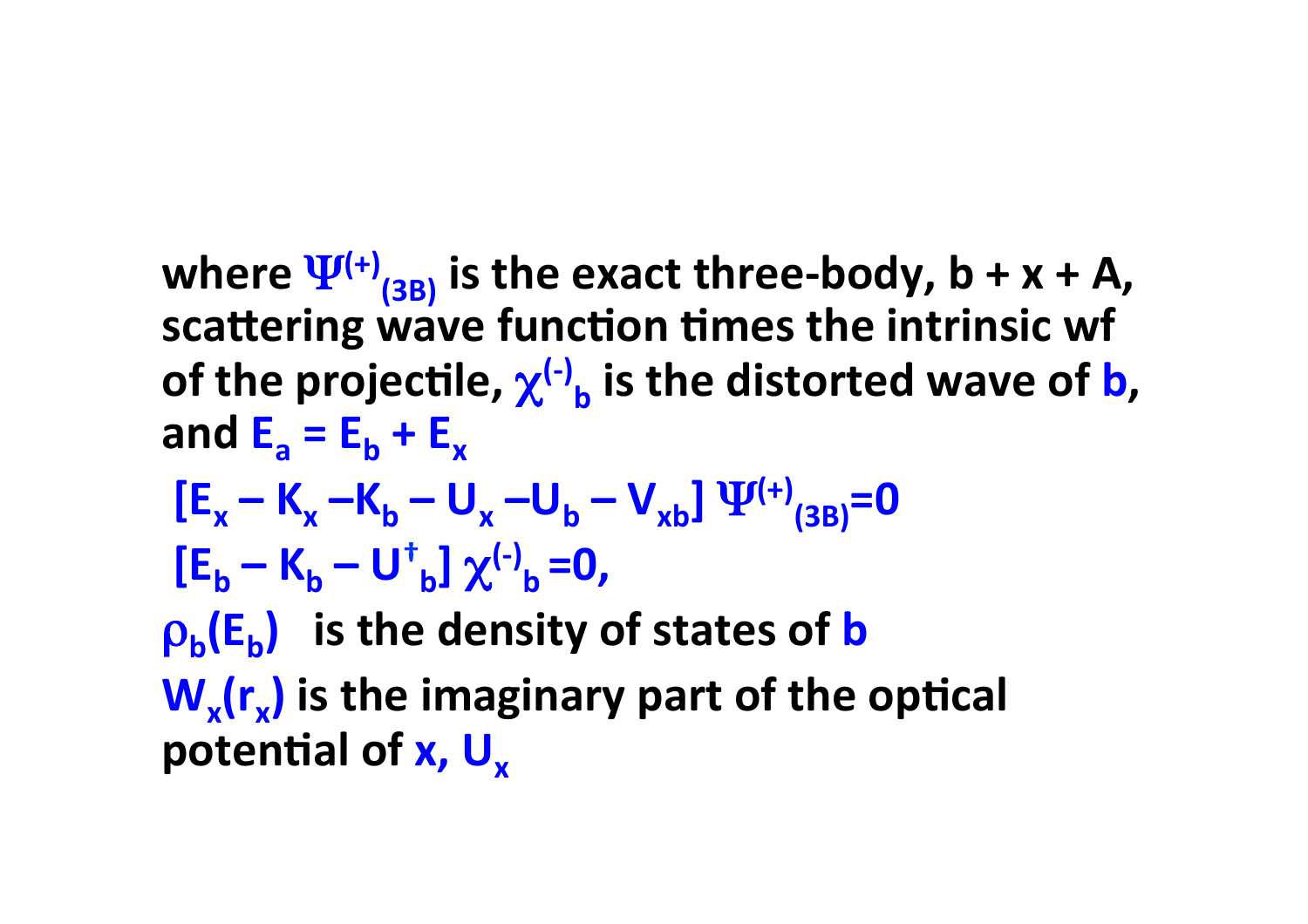**where $\Psi^{(+)}_{(3B)}$ is the exact three-body, b + x + A, scattering wave function times the intrinsic wf of the projectile, $\chi^{(-)}_{b}$ is the distorted wave of b, and $E_a = E_b + E_x$**

$$[E_x - K_x - K_b - U_x - U_b - V_{xb}]\, \Psi^{(+)}_{(3B)} = 0$$

$$[E_b - K_b - U^{\dagger}_{b}]\, \chi^{(-)}_{b} = 0,$$

**$\rho_b(E_b)$ is the density of states of b**

**$W_x(r_x)$ is the imaginary part of the optical potential of x, $U_x$**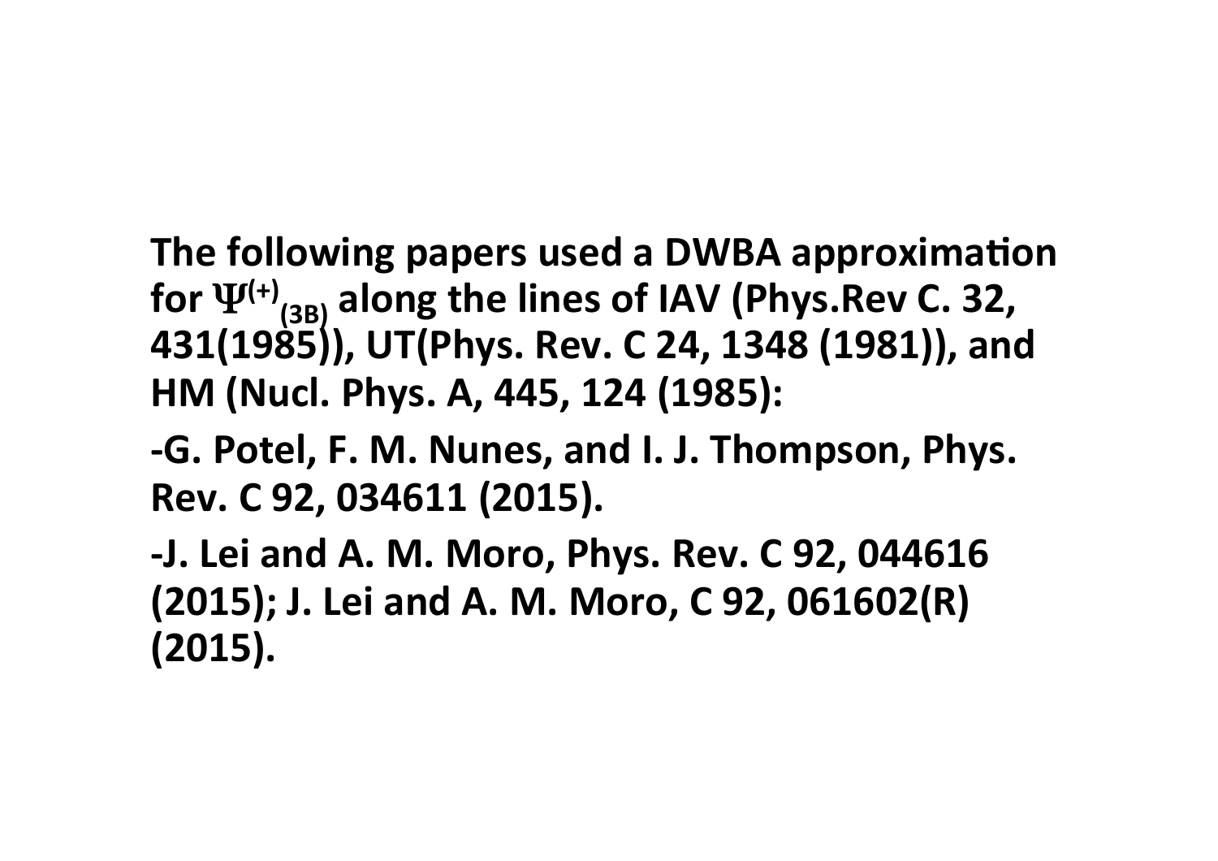**The following papers used a DWBA approximation for $\Psi^{(+)}_{(3B)}$ along the lines of IAV (Phys.Rev C. 32, 431(1985)), UT(Phys. Rev. C 24, 1348 (1981)), and HM (Nucl. Phys. A, 445, 124 (1985):**

**-G. Potel, F. M. Nunes, and I. J. Thompson, Phys. Rev. C 92, 034611 (2015).**

**-J. Lei and A. M. Moro, Phys. Rev. C 92, 044616 (2015); J. Lei and A. M. Moro, C 92, 061602(R) (2015).**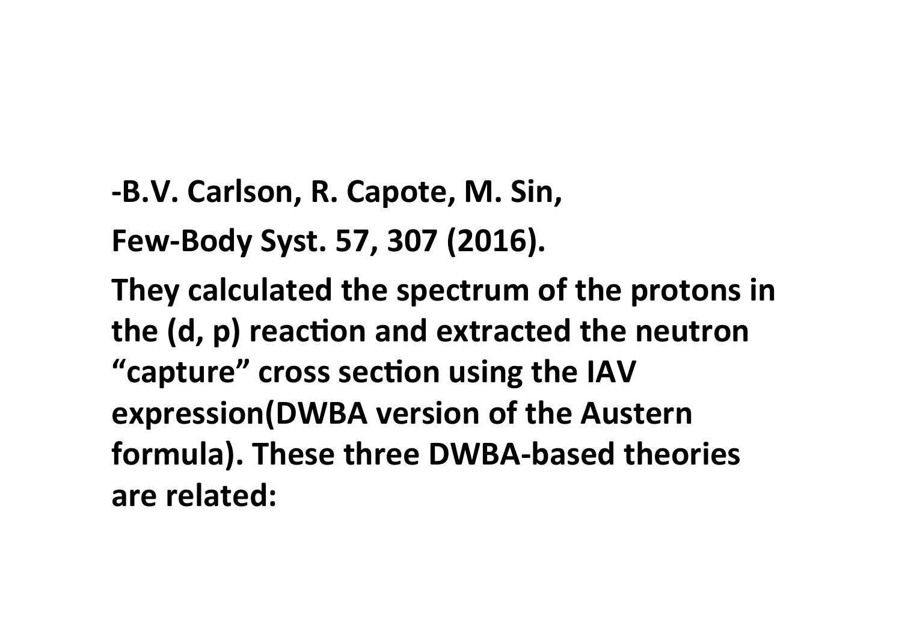**-B.V. Carlson, R. Capote, M. Sin,**

**Few-Body Syst. 57, 307 (2016).**

**They calculated the spectrum of the protons in the (d, p) reaction and extracted the neutron "capture" cross section using the IAV expression(DWBA version of the Austern formula). These three DWBA-based theories are related:**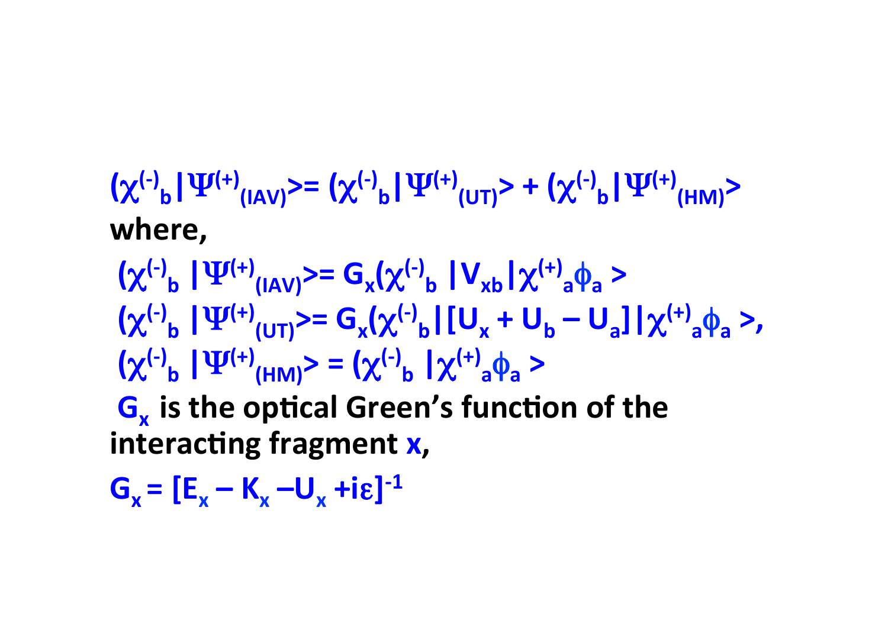$$(\chi^{(-)}_b|\Psi^{(+)}_{(IAV)}\rangle = (\chi^{(-)}_b|\Psi^{(+)}_{(UT)}\rangle + (\chi^{(-)}_b|\Psi^{(+)}_{(HM)}\rangle$$

**where,**

$$(\chi^{(-)}_b\,|\Psi^{(+)}_{(IAV)}\rangle = G_x(\chi^{(-)}_b\,|V_{xb}|\chi^{(+)}_a\phi_a\rangle$$

$$(\chi^{(-)}_b\,|\Psi^{(+)}_{(UT)}\rangle = G_x(\chi^{(-)}_b|[U_x + U_b - U_a]|\chi^{(+)}_a\phi_a\rangle,$$

$$(\chi^{(-)}_b\,|\Psi^{(+)}_{(HM)}\rangle = (\chi^{(-)}_b\,|\chi^{(+)}_a\phi_a\rangle$$

$G_x$ **is the optical Green's function of the interacting fragment** $x$**,**

$$G_x = [E_x - K_x - U_x + i\varepsilon]^{-1}$$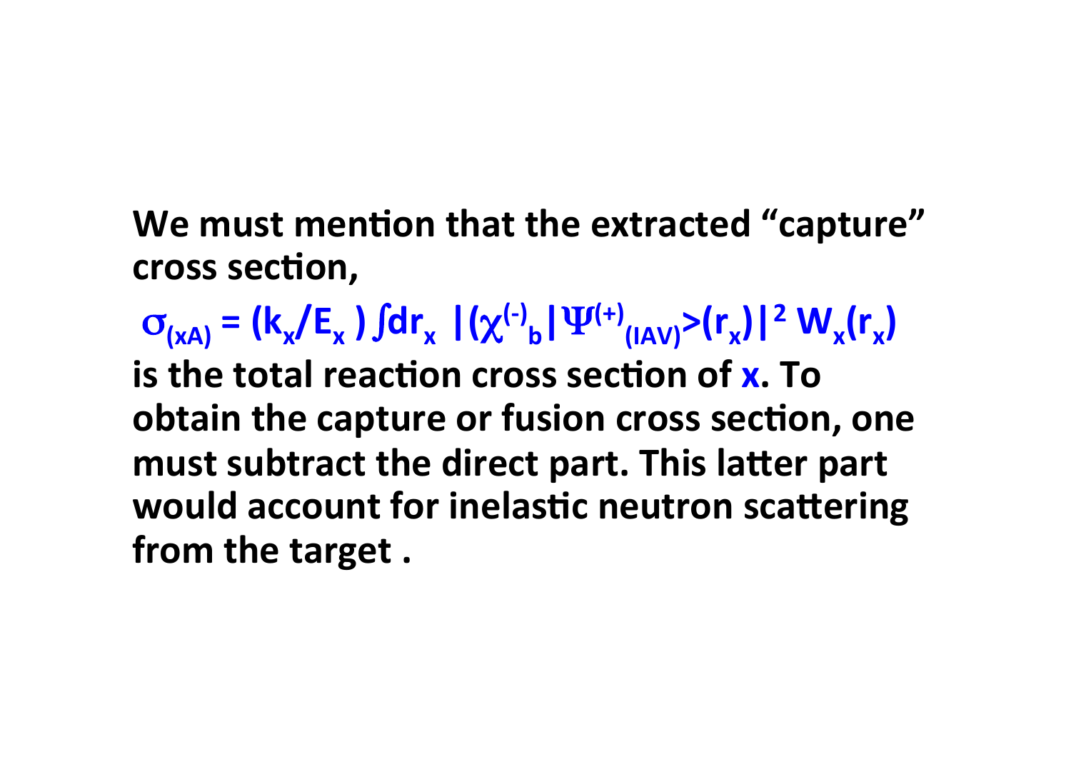**We must mention that the extracted "capture" cross section,**

$$\sigma_{(xA)} = (k_x/E_x)\int d\mathbf{r}_x \; |(\chi^{(-)}_b|\Psi^{(+)}_{(IAV)}>(\mathbf{r}_x)|^2 \, W_x(\mathbf{r}_x)$$

**is the total reaction cross section of x. To obtain the capture or fusion cross section, one must subtract the direct part. This latter part would account for inelastic neutron scattering from the target .**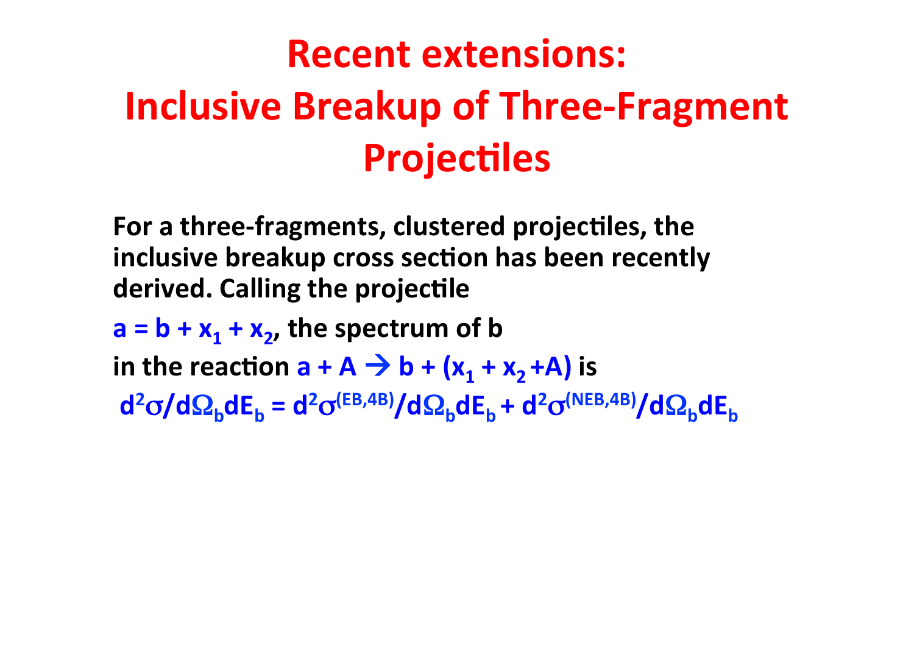# Recent extensions: Inclusive Breakup of Three-Fragment Projectiles

**For a three-fragments, clustered projectiles, the inclusive breakup cross section has been recently derived. Calling the projectile**

**$a = b + x_1 + x_2$, the spectrum of b**

**in the reaction $a + A \rightarrow b + (x_1 + x_2 + A)$ is**

$$d^2\sigma/d\Omega_b dE_b = d^2\sigma^{(EB,4B)}/d\Omega_b dE_b + d^2\sigma^{(NEB,4B)}/d\Omega_b dE_b$$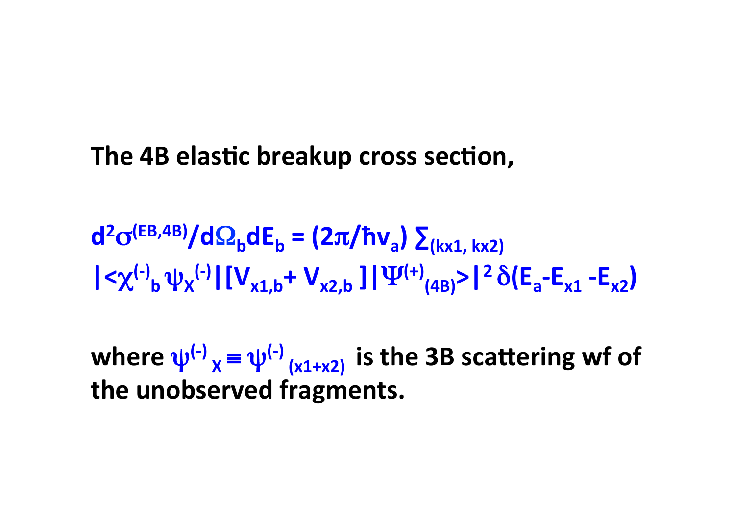**The 4B elastic breakup cross section,**

$$d^2\sigma^{(EB,4B)}/d\Omega_b dE_b = (2\pi/\hbar v_a) \sum_{(kx1,\, kx2)} |\langle \chi^{(-)}_b \psi_X^{(-)} | [V_{x1,b} + V_{x2,b}] | \Psi^{(+)}_{(4B)} \rangle|^2 \, \delta(E_a - E_{x1} - E_{x2})$$

**where $\psi^{(-)}_X \equiv \psi^{(-)}_{(x1+x2)}$ is the 3B scattering wf of the unobserved fragments.**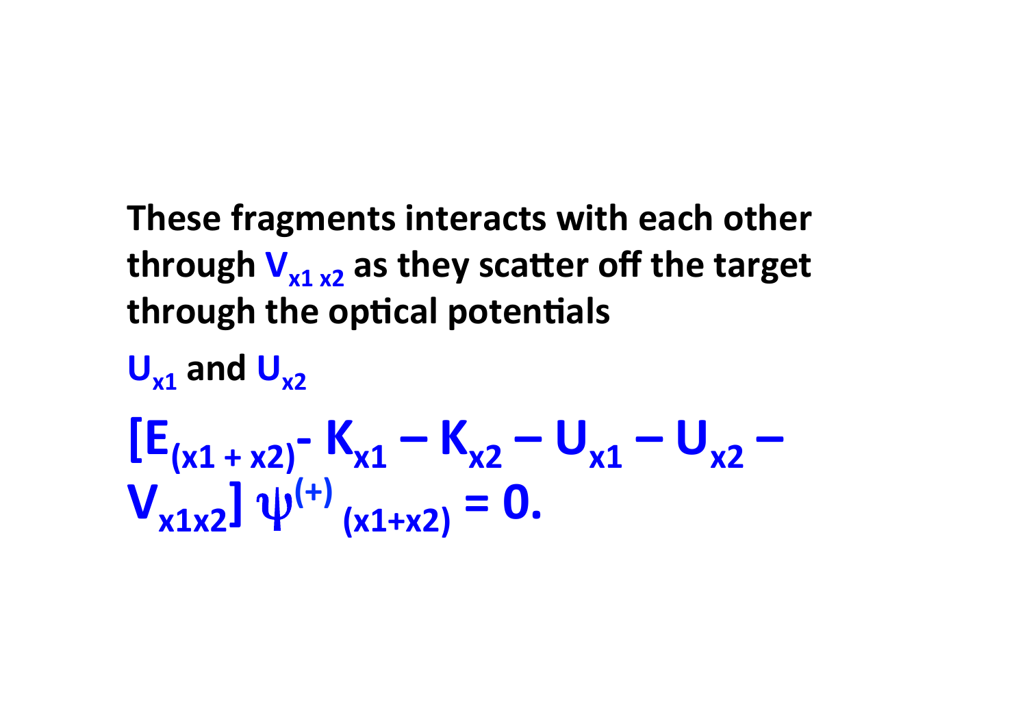**These fragments interacts with each other through $V_{x1\,x2}$ as they scatter off the target through the optical potentials**

**$U_{x1}$ and $U_{x2}$**

$$[E_{(x1\,+\,x2)} - K_{x1} - K_{x2} - U_{x1} - U_{x2} - V_{x1x2}]\, \psi^{(+)}{}_{(x1+x2)} = 0.$$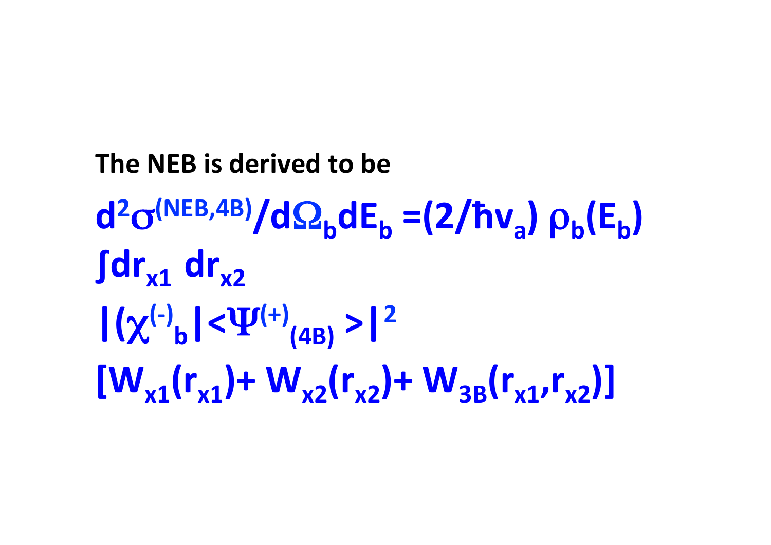**The NEB is derived to be**

$$
\frac{d^2\sigma^{(NEB,4B)}}{d\Omega_b dE_b} = (2/\hbar v_a)\, \rho_b(E_b) \int dr_{x1}\, dr_{x2}\, \left| (\chi^{(-)}_b | < \Psi^{(+)}_{(4B)} > \right|^2 \left[ W_{x1}(r_{x1}) + W_{x2}(r_{x2}) + W_{3B}(r_{x1}, r_{x2}) \right]
$$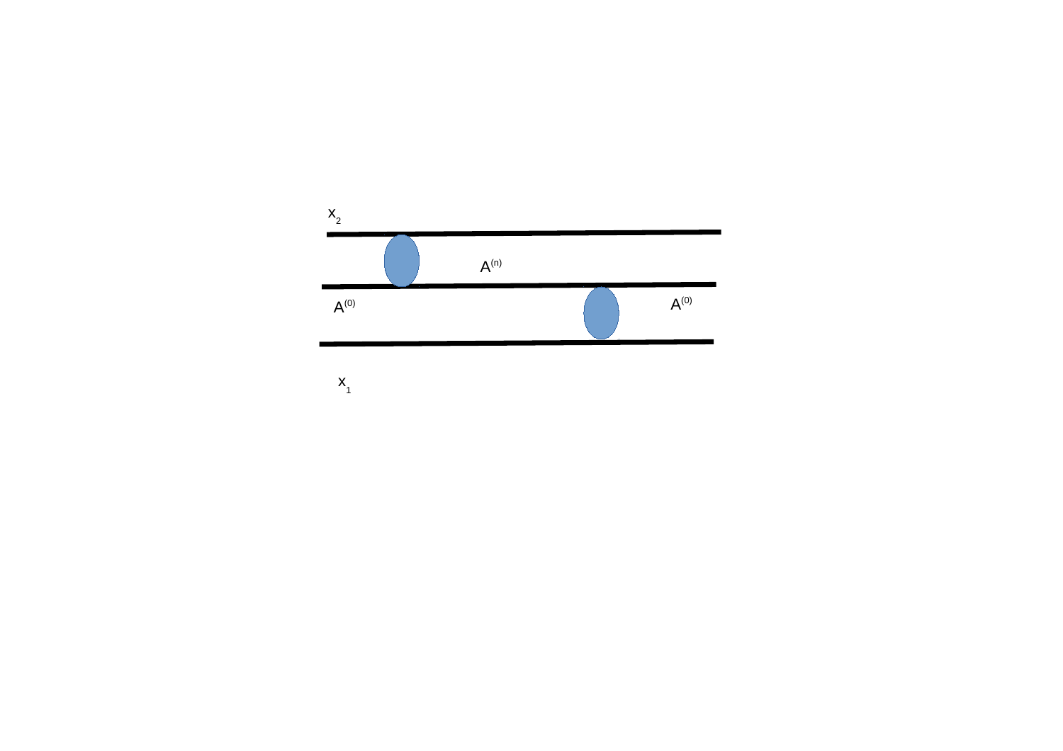$x_2$

$A^{(n)}$

$A^{(0)}$

$A^{(0)}$

$x_1$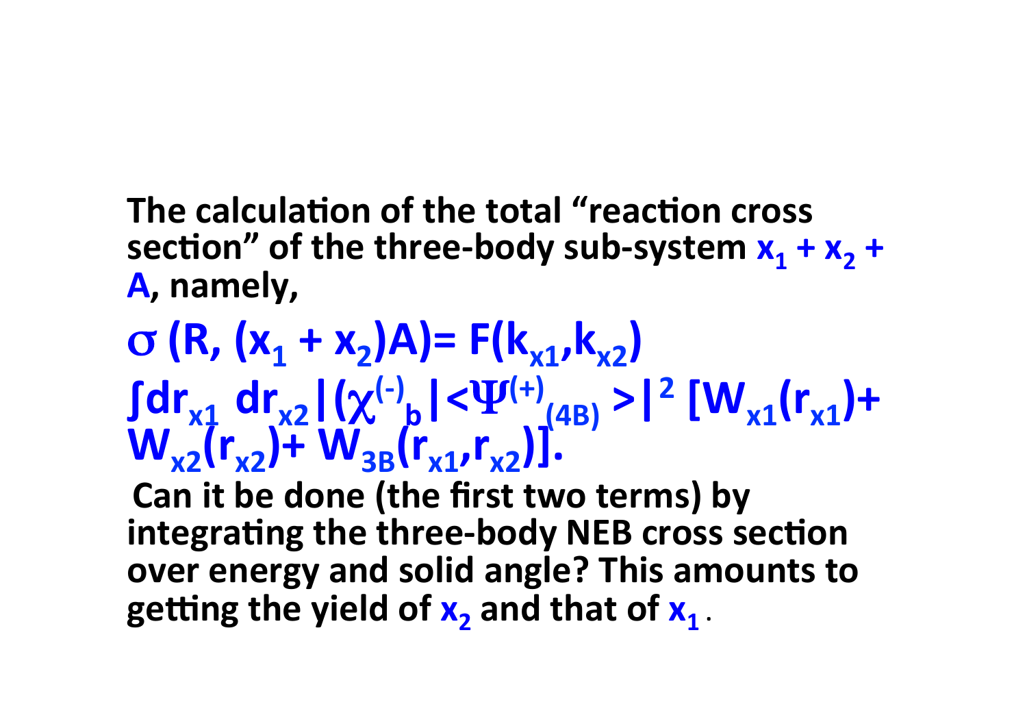**The calculation of the total “reaction cross section” of the three-body sub-system $x_1 + x_2 + A$, namely,**

$$\sigma\, (R, (x_1 + x_2)A) = F(k_{x1}, k_{x2}) \int dr_{x1}\, dr_{x2} \left| (\chi^{(-)}{}_b \right| < \Psi^{(+)}{}_{(4B)} > |^2\, [W_{x1}(r_{x1}) + W_{x2}(r_{x2}) + W_{3B}(r_{x1}, r_{x2})].$$

**Can it be done (the first two terms) by integrating the three-body NEB cross section over energy and solid angle? This amounts to getting the yield of $x_2$ and that of $x_1$.**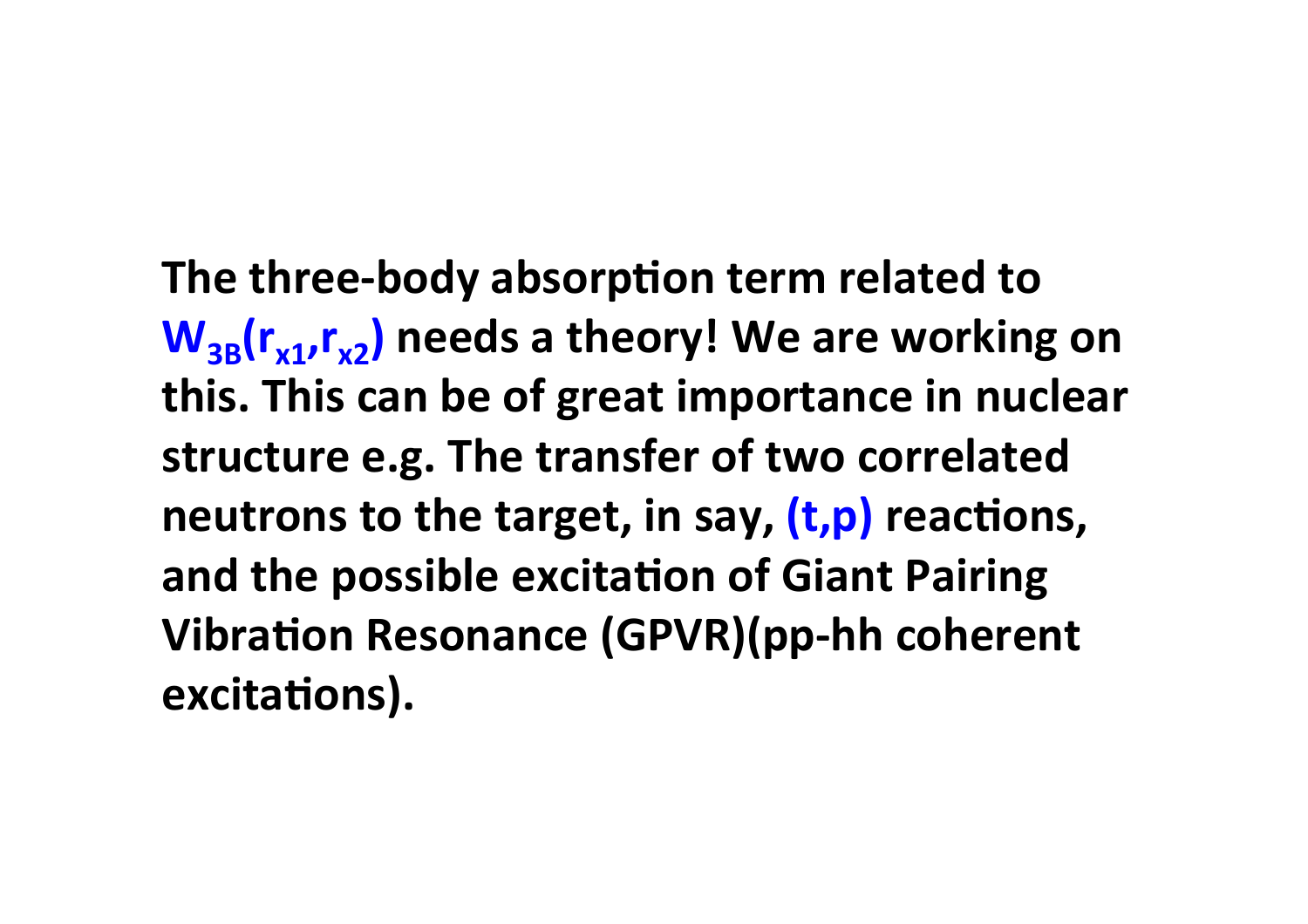**The three-body absorption term related to $W_{3B}(r_{x1},r_{x2})$ needs a theory! We are working on this. This can be of great importance in nuclear structure e.g. The transfer of two correlated neutrons to the target, in say, (t,p) reactions, and the possible excitation of Giant Pairing Vibration Resonance (GPVR)(pp-hh coherent excitations).**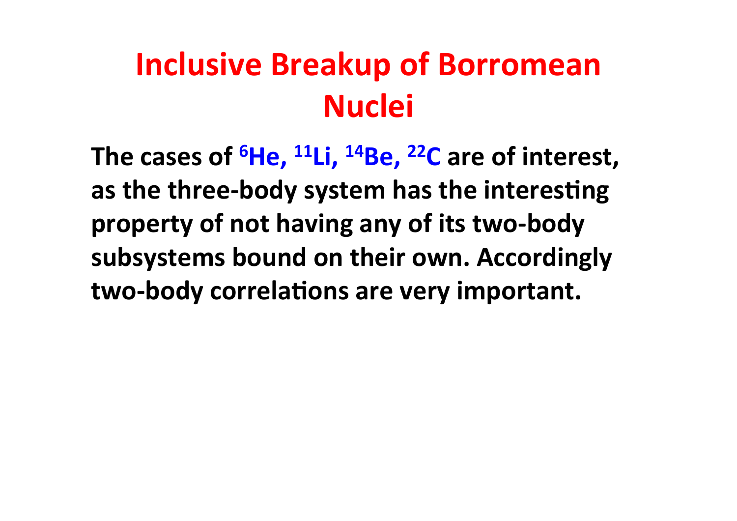# Inclusive Breakup of Borromean Nuclei

**The cases of $^{6}$He, $^{11}$Li, $^{14}$Be, $^{22}$C are of interest, as the three-body system has the interesting property of not having any of its two-body subsystems bound on their own. Accordingly two-body correlations are very important.**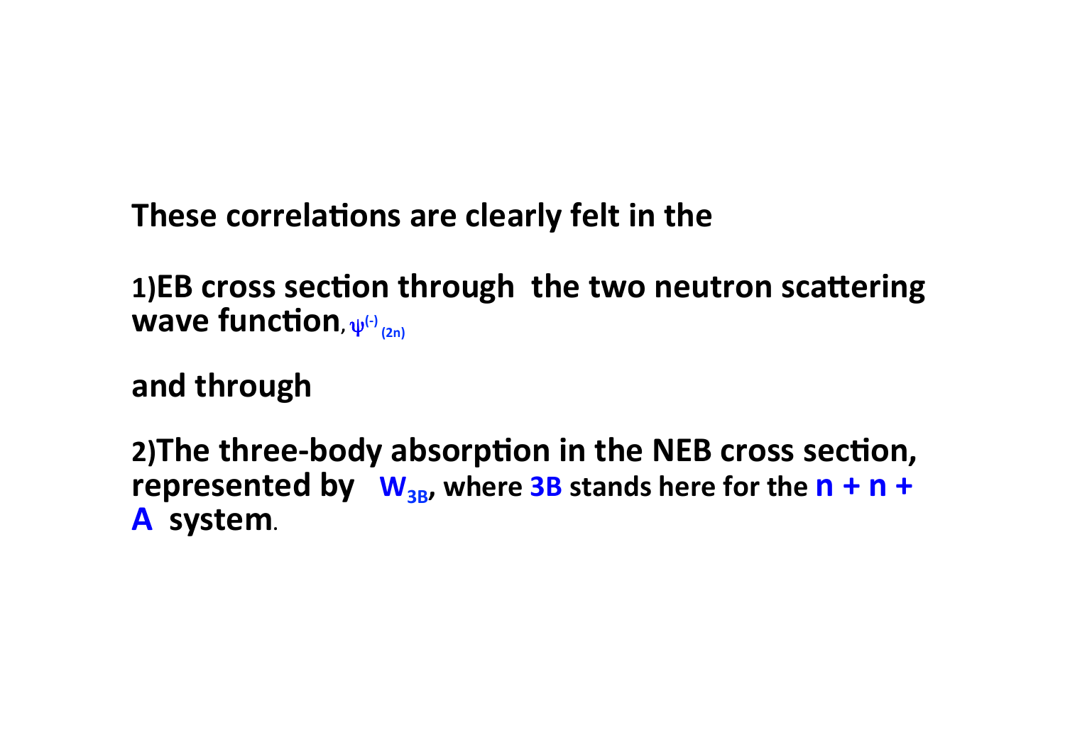**These correlations are clearly felt in the**

**1)EB cross section through the two neutron scattering wave function**, $\psi^{(-)}_{(2n)}$

**and through**

**2)The three-body absorption in the NEB cross section, represented by** $W_{3B}$**, where 3B stands here for the n + n + A system**.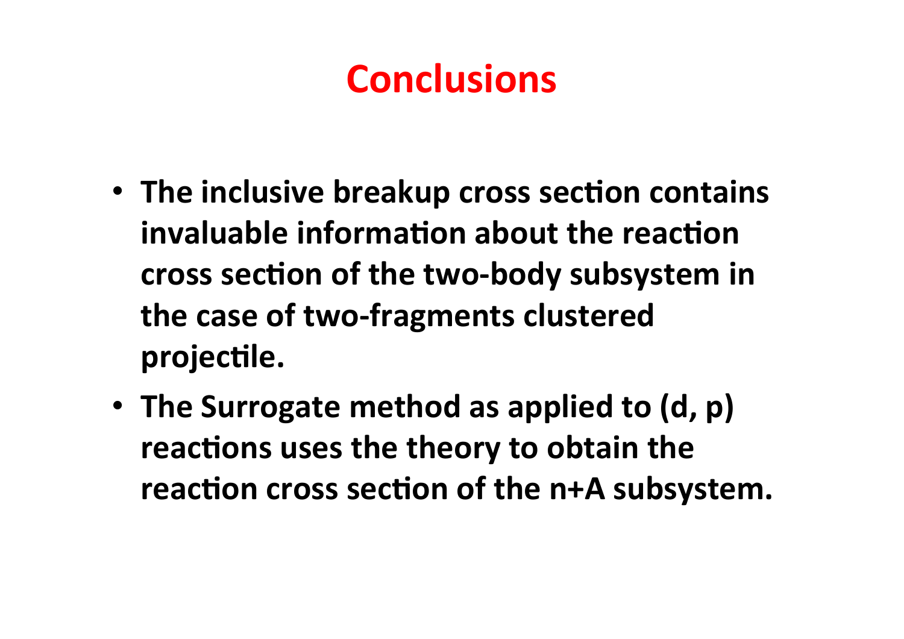# Conclusions

- **The inclusive breakup cross section contains invaluable information about the reaction cross section of the two-body subsystem in the case of two-fragments clustered projectile.**
- **The Surrogate method as applied to (d, p) reactions uses the theory to obtain the reaction cross section of the n+A subsystem.**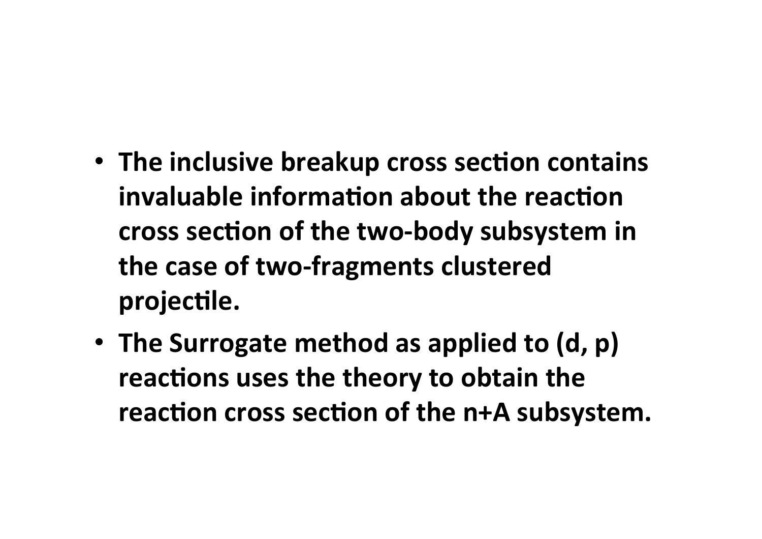- **The inclusive breakup cross section contains invaluable information about the reaction cross section of the two-body subsystem in the case of two-fragments clustered projectile.**
- **The Surrogate method as applied to (d, p) reactions uses the theory to obtain the reaction cross section of the n+A subsystem.**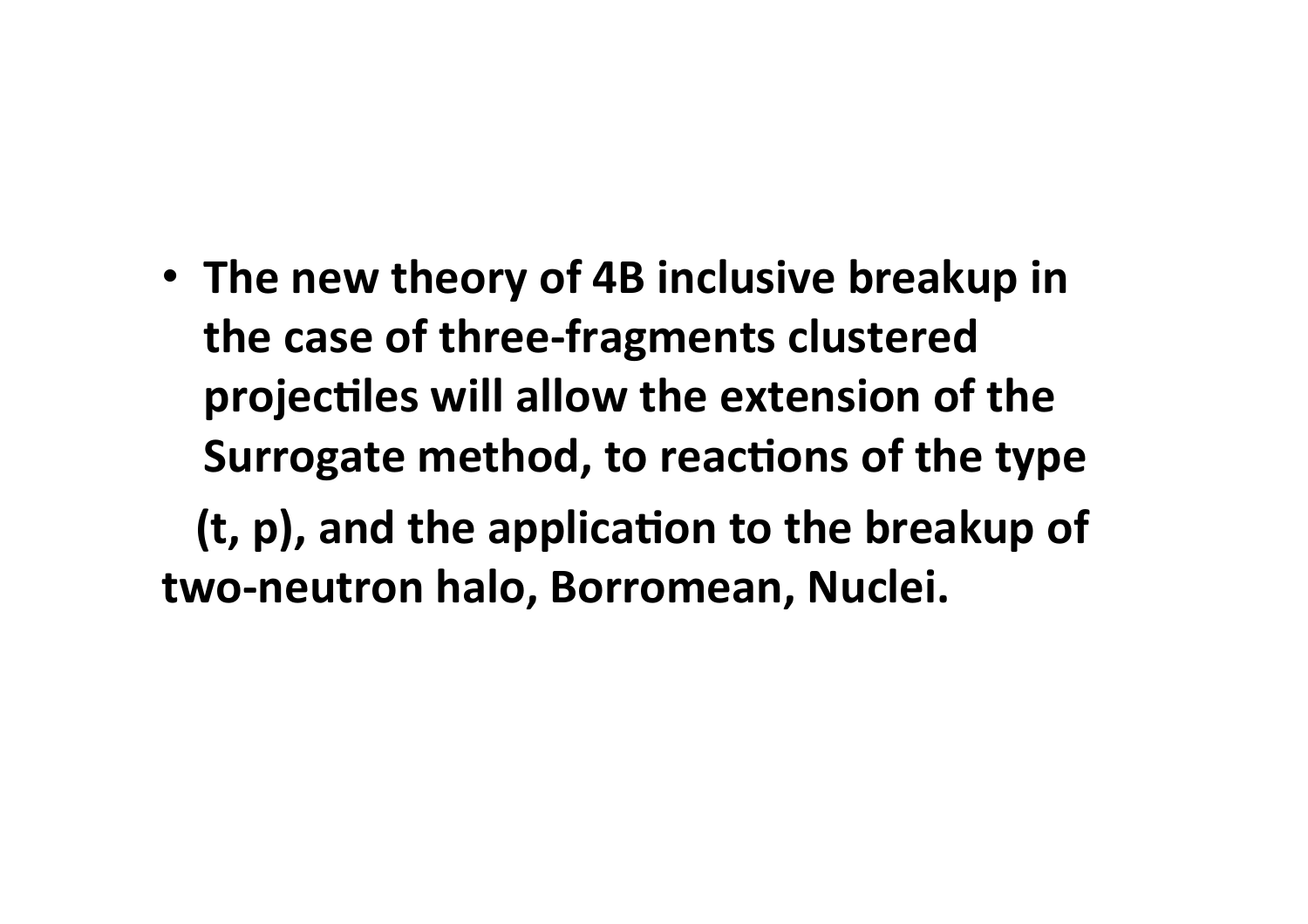- **The new theory of 4B inclusive breakup in the case of three-fragments clustered projectiles will allow the extension of the Surrogate method, to reactions of the type (t, p), and the application to the breakup of two-neutron halo, Borromean, Nuclei.**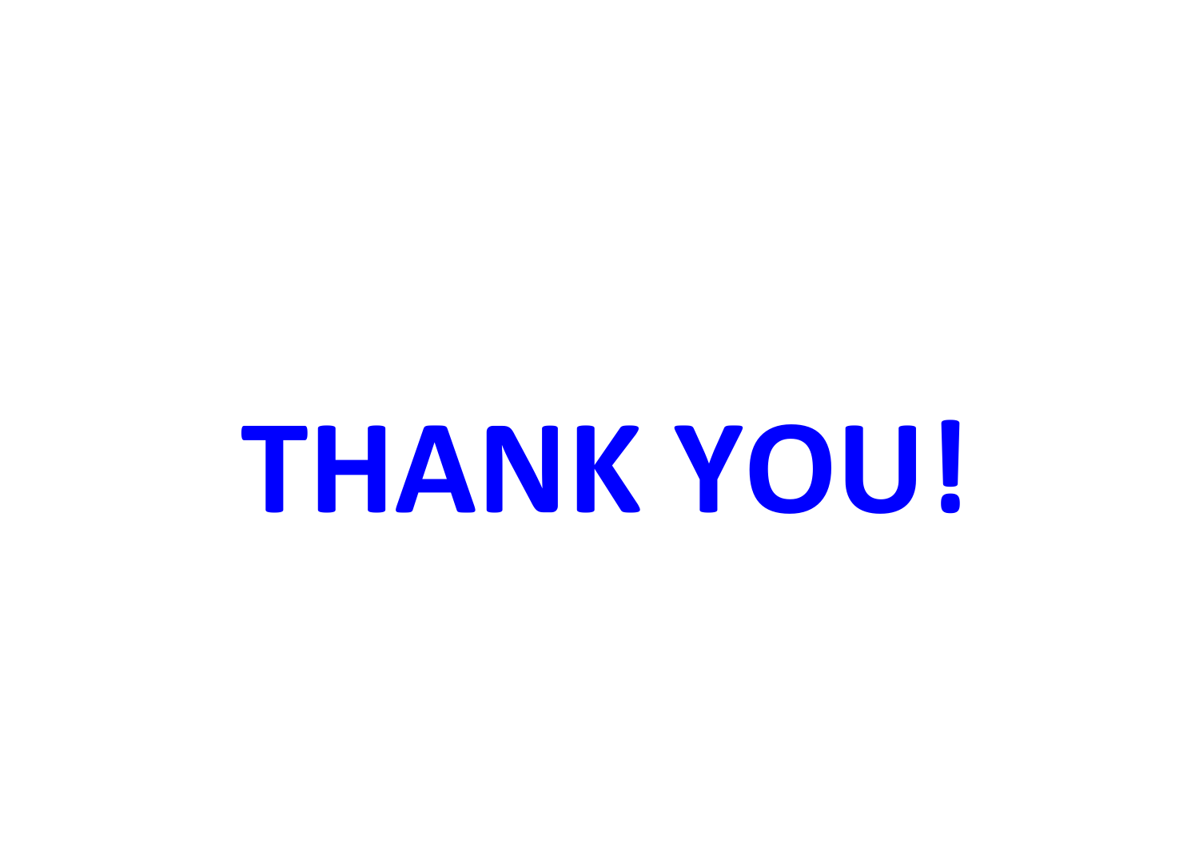# THANK YOU!